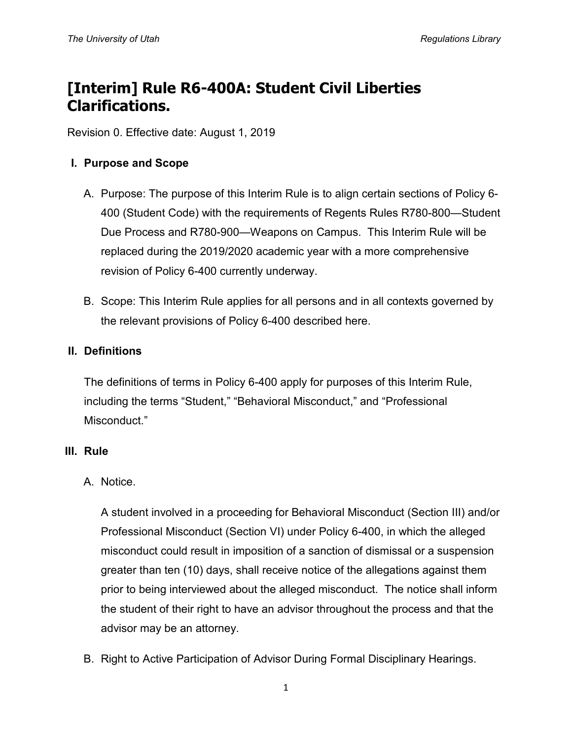# [Interim] Rule R6-400A: Student Civil Liberties Clarifications.

Revision 0. Effective date: August 1, 2019

## I. Purpose and Scope

A. Purpose: The purpose of this Interim Rule is to align certain sections of Policy 6-400 (Student Code) with the requirements of Regents Rules R780-800—Student Due Process and R780-900—Weapons on Campus. This Interim Rule will be replaced during the 2019/2020 academic year with a more comprehensive revision of Policy 6-400 currently underway.

B. Scope: This Interim Rule applies for all persons and in all contexts governed by the relevant provisions of Policy 6-400 described here.

## II. Definitions

The definitions of terms in Policy 6-400 apply for purposes of this Interim Rule, including the terms "Student," "Behavioral Misconduct," and "Professional Misconduct."

## III. Rule

A. Notice.

A student involved in a proceeding for Behavioral Misconduct (Section III) and/or Professional Misconduct (Section VI) under Policy 6-400, in which the alleged misconduct could result in imposition of a sanction of dismissal or a suspension greater than ten (10) days, shall receive notice of the allegations against them prior to being interviewed about the alleged misconduct. The notice shall inform the student of their right to have an advisor throughout the process and that the advisor may be an attorney.

B. Right to Active Participation of Advisor During Formal Disciplinary Hearings.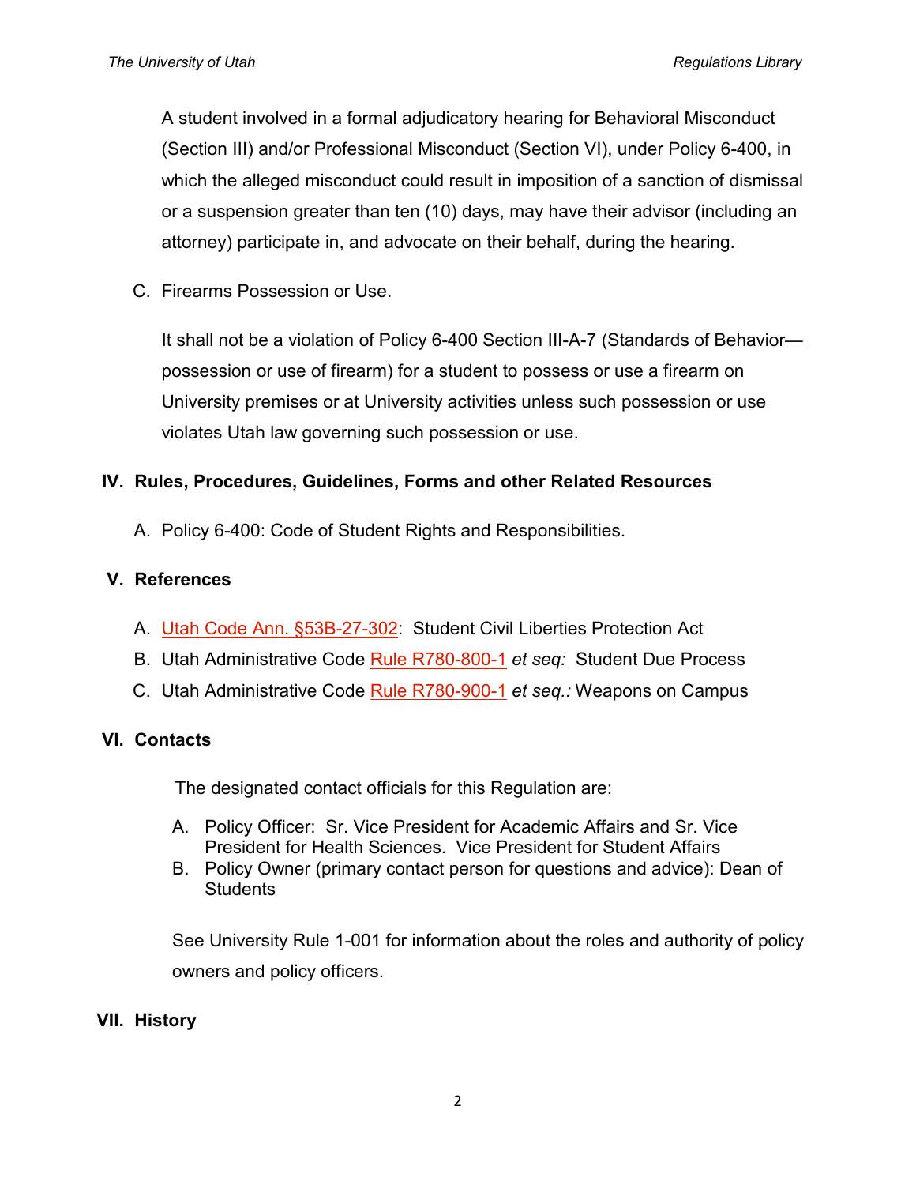A student involved in a formal adjudicatory hearing for Behavioral Misconduct (Section III) and/or Professional Misconduct (Section VI), under Policy 6-400, in which the alleged misconduct could result in imposition of a sanction of dismissal or a suspension greater than ten (10) days, may have their advisor (including an attorney) participate in, and advocate on their behalf, during the hearing.

C. Firearms Possession or Use.

It shall not be a violation of Policy 6-400 Section III-A-7 (Standards of Behavior—possession or use of firearm) for a student to possess or use a firearm on University premises or at University activities unless such possession or use violates Utah law governing such possession or use.

## IV. Rules, Procedures, Guidelines, Forms and other Related Resources

A. Policy 6-400: Code of Student Rights and Responsibilities.

## V. References

A. Utah Code Ann. §53B-27-302: Student Civil Liberties Protection Act
B. Utah Administrative Code Rule R780-800-1 *et seq:* Student Due Process
C. Utah Administrative Code Rule R780-900-1 *et seq.:* Weapons on Campus

## VI. Contacts

The designated contact officials for this Regulation are:

A. Policy Officer: Sr. Vice President for Academic Affairs and Sr. Vice President for Health Sciences. Vice President for Student Affairs
B. Policy Owner (primary contact person for questions and advice): Dean of Students

See University Rule 1-001 for information about the roles and authority of policy owners and policy officers.

## VII. History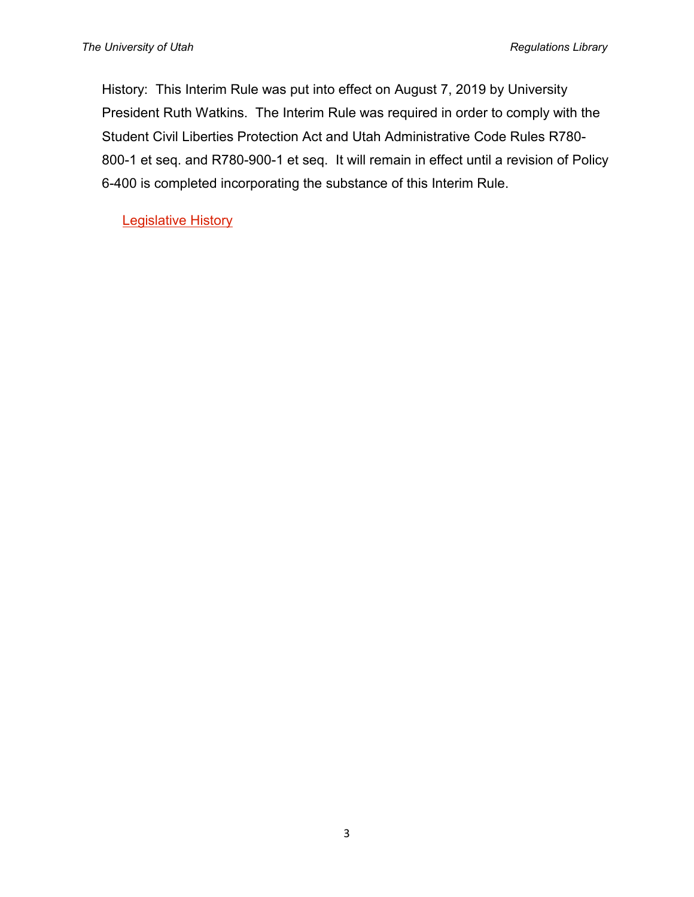History: This Interim Rule was put into effect on August 7, 2019 by University President Ruth Watkins. The Interim Rule was required in order to comply with the Student Civil Liberties Protection Act and Utah Administrative Code Rules R780-800-1 et seq. and R780-900-1 et seq. It will remain in effect until a revision of Policy 6-400 is completed incorporating the substance of this Interim Rule.

Legislative History